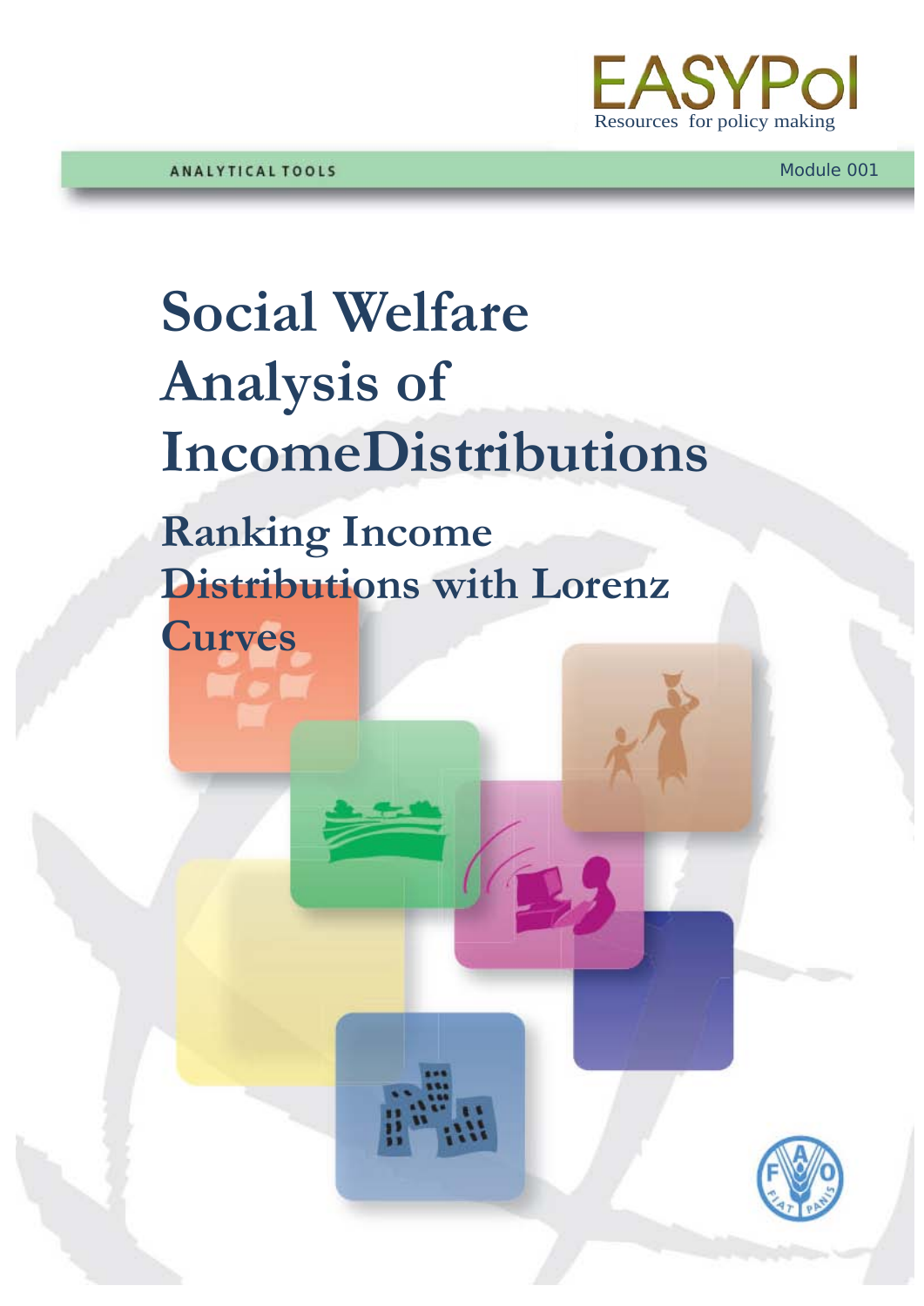EASYPol
Resources for policy making

ANALYTICAL TOOLS

Module 001

# Social Welfare Analysis of IncomeDistributions

## Ranking Income Distributions with Lorenz Curves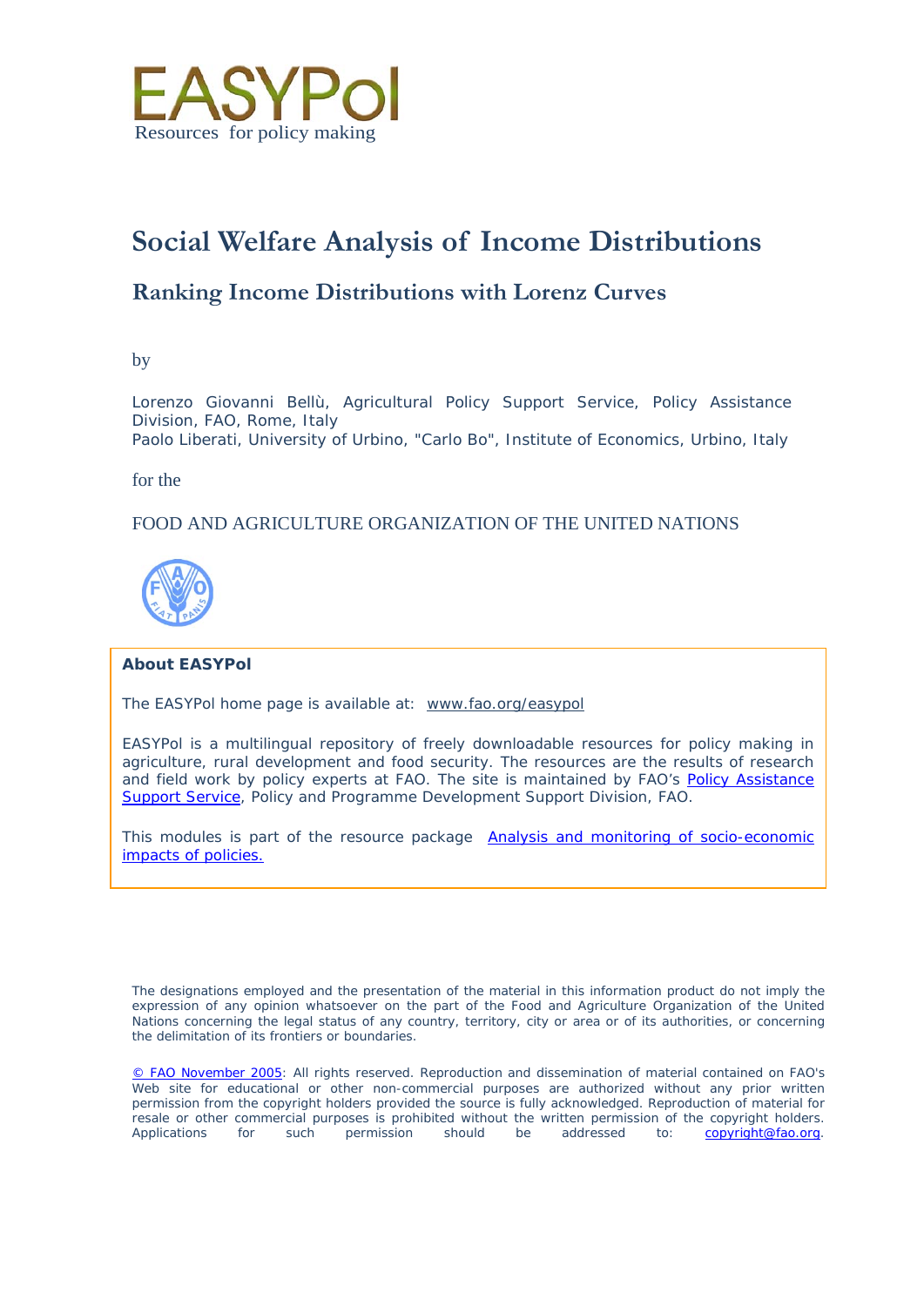EASYPol

Resources for policy making

# Social Welfare Analysis of Income Distributions

## Ranking Income Distributions with Lorenz Curves

by

Lorenzo Giovanni Bellù, Agricultural Policy Support Service, Policy Assistance Division, FAO, Rome, Italy
Paolo Liberati, University of Urbino, "Carlo Bo", Institute of Economics, Urbino, Italy

for the

FOOD AND AGRICULTURE ORGANIZATION OF THE UNITED NATIONS

**About EASYPol**

The EASYPol home page is available at: www.fao.org/easypol

EASYPol is a multilingual repository of freely downloadable resources for policy making in agriculture, rural development and food security. The resources are the results of research and field work by policy experts at FAO. The site is maintained by FAO's Policy Assistance Support Service, Policy and Programme Development Support Division, FAO.

This modules is part of the resource package Analysis and monitoring of socio-economic impacts of policies.

The designations employed and the presentation of the material in this information product do not imply the expression of any opinion whatsoever on the part of the Food and Agriculture Organization of the United Nations concerning the legal status of any country, territory, city or area or of its authorities, or concerning the delimitation of its frontiers or boundaries.

© FAO November 2005: All rights reserved. Reproduction and dissemination of material contained on FAO's Web site for educational or other non-commercial purposes are authorized without any prior written permission from the copyright holders provided the source is fully acknowledged. Reproduction of material for resale or other commercial purposes is prohibited without the written permission of the copyright holders. Applications for such permission should be addressed to: copyright@fao.org.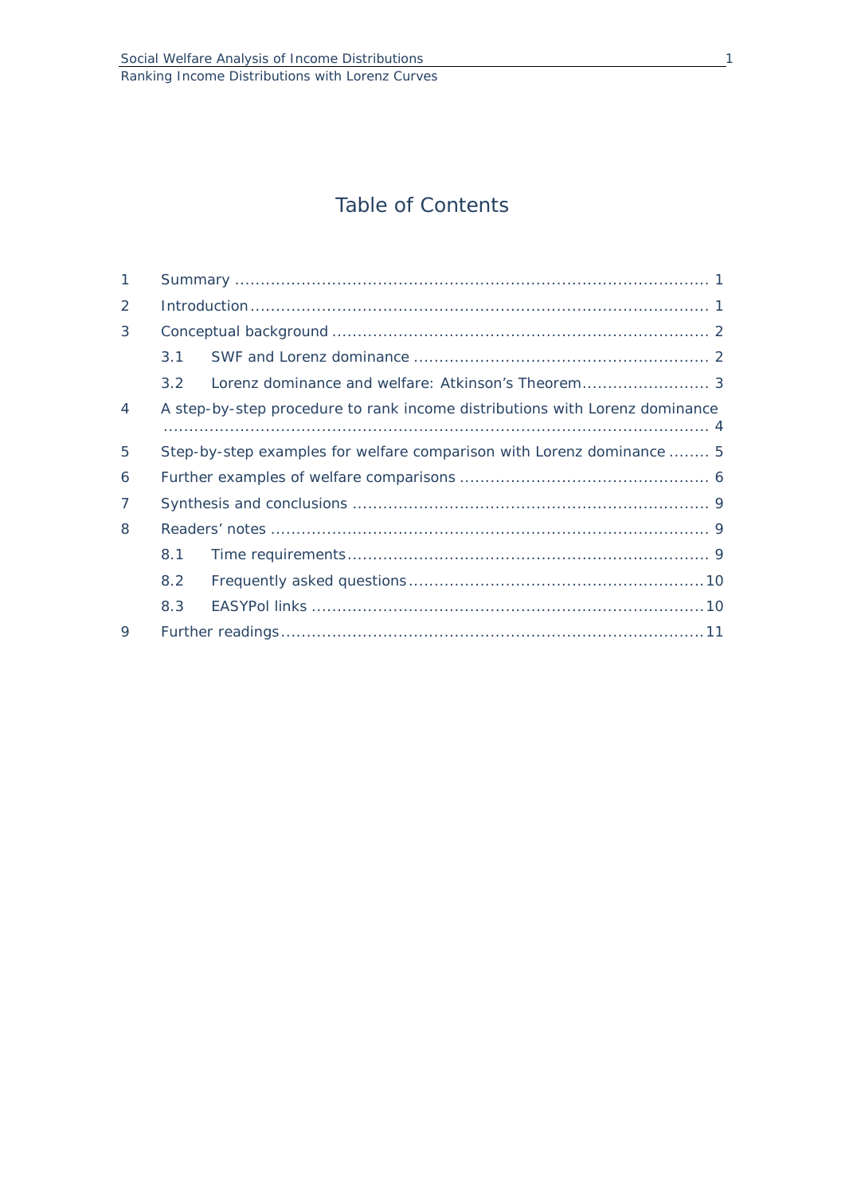# Table of Contents

1 Summary ........................................................................................ 1

2 Introduction ..................................................................................... 1

3 Conceptual background ...................................................................... 2

  3.1 SWF and Lorenz dominance ........................................................ 2

  3.2 Lorenz dominance and welfare: Atkinson's Theorem ........................ 3

4 A step-by-step procedure to rank income distributions with Lorenz dominance ........................................................................................................ 4

5 Step-by-step examples for welfare comparison with Lorenz dominance ........ 5

6 Further examples of welfare comparisons ................................................ 6

7 Synthesis and conclusions .................................................................... 9

8 Readers' notes .................................................................................... 9

  8.1 Time requirements ...................................................................... 9

  8.2 Frequently asked questions ......................................................... 10

  8.3 EASYPol links ........................................................................... 10

9 Further readings ................................................................................ 11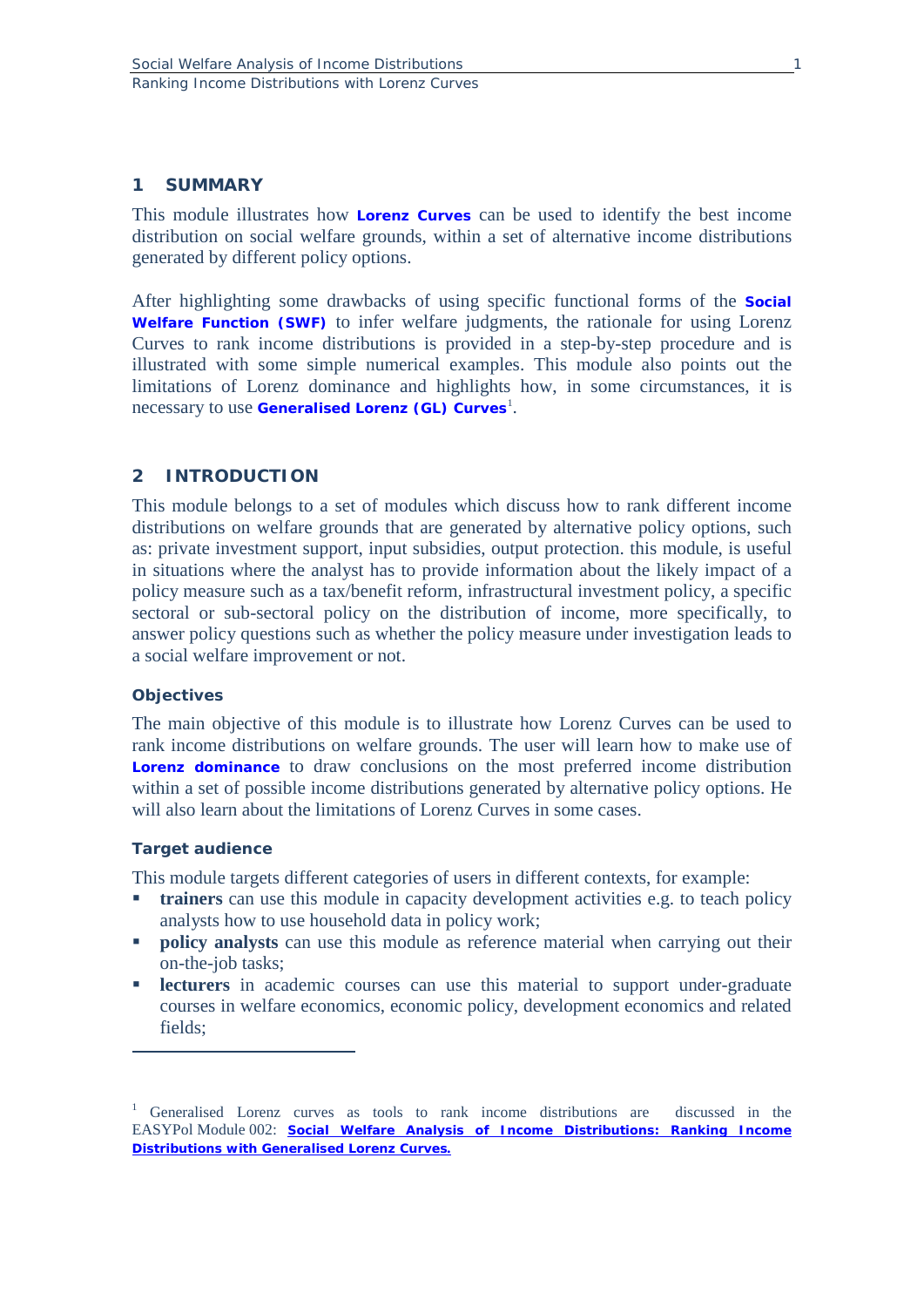# 1 SUMMARY

This module illustrates how **Lorenz Curves** can be used to identify the best income distribution on social welfare grounds, within a set of alternative income distributions generated by different policy options.

After highlighting some drawbacks of using specific functional forms of the **Social Welfare Function (SWF)** to infer welfare judgments, the rationale for using Lorenz Curves to rank income distributions is provided in a step-by-step procedure and is illustrated with some simple numerical examples. This module also points out the limitations of Lorenz dominance and highlights how, in some circumstances, it is necessary to use **Generalised Lorenz (GL) Curves**[1].

# 2 INTRODUCTION

This module belongs to a set of modules which discuss how to rank different income distributions on welfare grounds that are generated by alternative policy options, such as: private investment support, input subsidies, output protection. this module, is useful in situations where the analyst has to provide information about the likely impact of a policy measure such as a tax/benefit reform, infrastructural investment policy, a specific sectoral or sub-sectoral policy on the distribution of income, more specifically, to answer policy questions such as whether the policy measure under investigation leads to a social welfare improvement or not.

### Objectives

The main objective of this module is to illustrate how Lorenz Curves can be used to rank income distributions on welfare grounds. The user will learn how to make use of **Lorenz dominance** to draw conclusions on the most preferred income distribution within a set of possible income distributions generated by alternative policy options. He will also learn about the limitations of Lorenz Curves in some cases.

### Target audience

This module targets different categories of users in different contexts, for example:

- **trainers** can use this module in capacity development activities e.g. to teach policy analysts how to use household data in policy work;
- **policy analysts** can use this module as reference material when carrying out their on-the-job tasks;
- **lecturers** in academic courses can use this material to support under-graduate courses in welfare economics, economic policy, development economics and related fields;

---

[1] Generalised Lorenz curves as tools to rank income distributions are discussed in the EASYPol Module 002: **Social Welfare Analysis of Income Distributions: Ranking Income Distributions with Generalised Lorenz Curves.**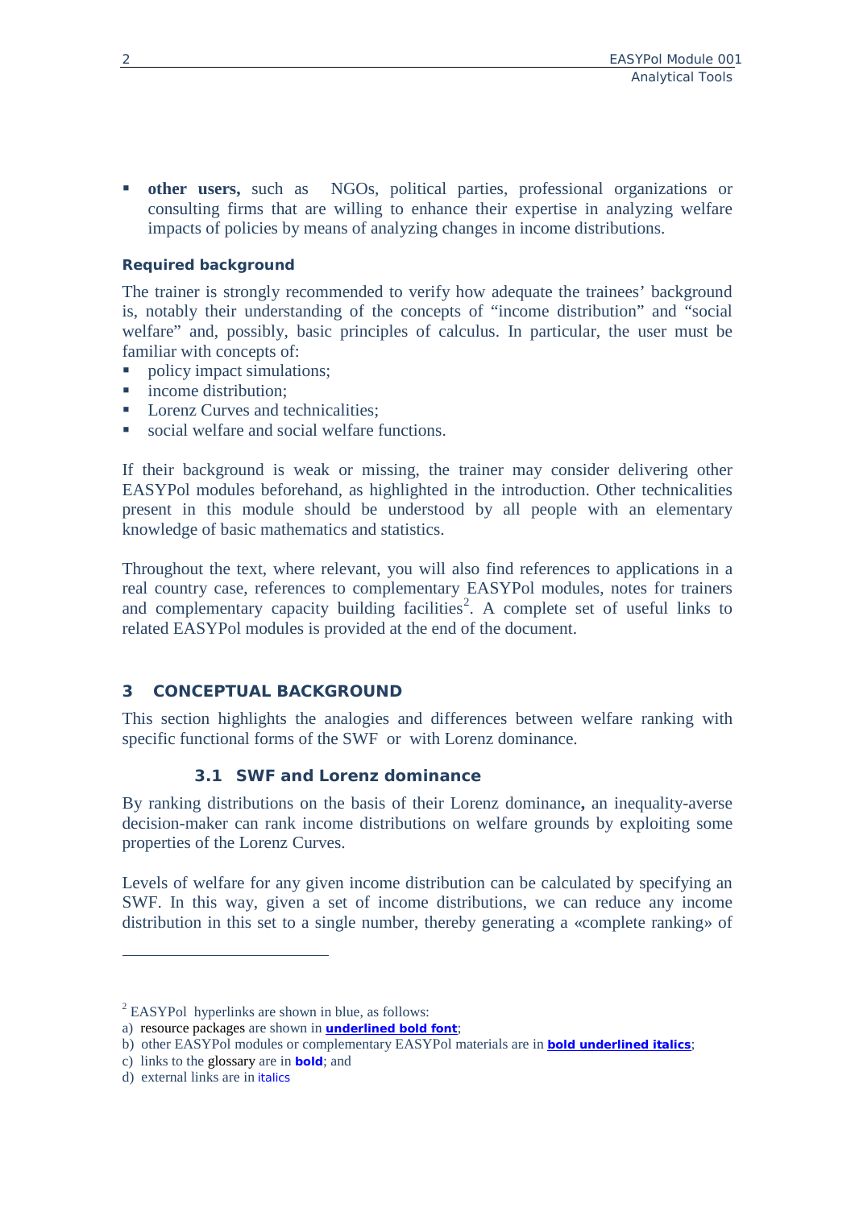- **other users,** such as NGOs, political parties, professional organizations or consulting firms that are willing to enhance their expertise in analyzing welfare impacts of policies by means of analyzing changes in income distributions.

**Required background**

The trainer is strongly recommended to verify how adequate the trainees' background is, notably their understanding of the concepts of "income distribution" and "social welfare" and, possibly, basic principles of calculus. In particular, the user must be familiar with concepts of:

- policy impact simulations;
- income distribution;
- Lorenz Curves and technicalities;
- social welfare and social welfare functions.

If their background is weak or missing, the trainer may consider delivering other EASYPol modules beforehand, as highlighted in the introduction. Other technicalities present in this module should be understood by all people with an elementary knowledge of basic mathematics and statistics.

Throughout the text, where relevant, you will also find references to applications in a real country case, references to complementary EASYPol modules, notes for trainers and complementary capacity building facilities[2]. A complete set of useful links to related EASYPol modules is provided at the end of the document.

# 3 CONCEPTUAL BACKGROUND

This section highlights the analogies and differences between welfare ranking with specific functional forms of the SWF or with Lorenz dominance.

## 3.1 SWF and Lorenz dominance

By ranking distributions on the basis of their Lorenz dominance**,** an inequality-averse decision-maker can rank income distributions on welfare grounds by exploiting some properties of the Lorenz Curves.

Levels of welfare for any given income distribution can be calculated by specifying an SWF. In this way, given a set of income distributions, we can reduce any income distribution in this set to a single number, thereby generating a «complete ranking» of

---

[2] EASYPol hyperlinks are shown in blue, as follows:
a) resource packages are shown in **underlined bold font**;
b) other EASYPol modules or complementary EASYPol materials are in ***bold underlined italics***;
c) links to the glossary are in **bold**; and
d) external links are in *italics*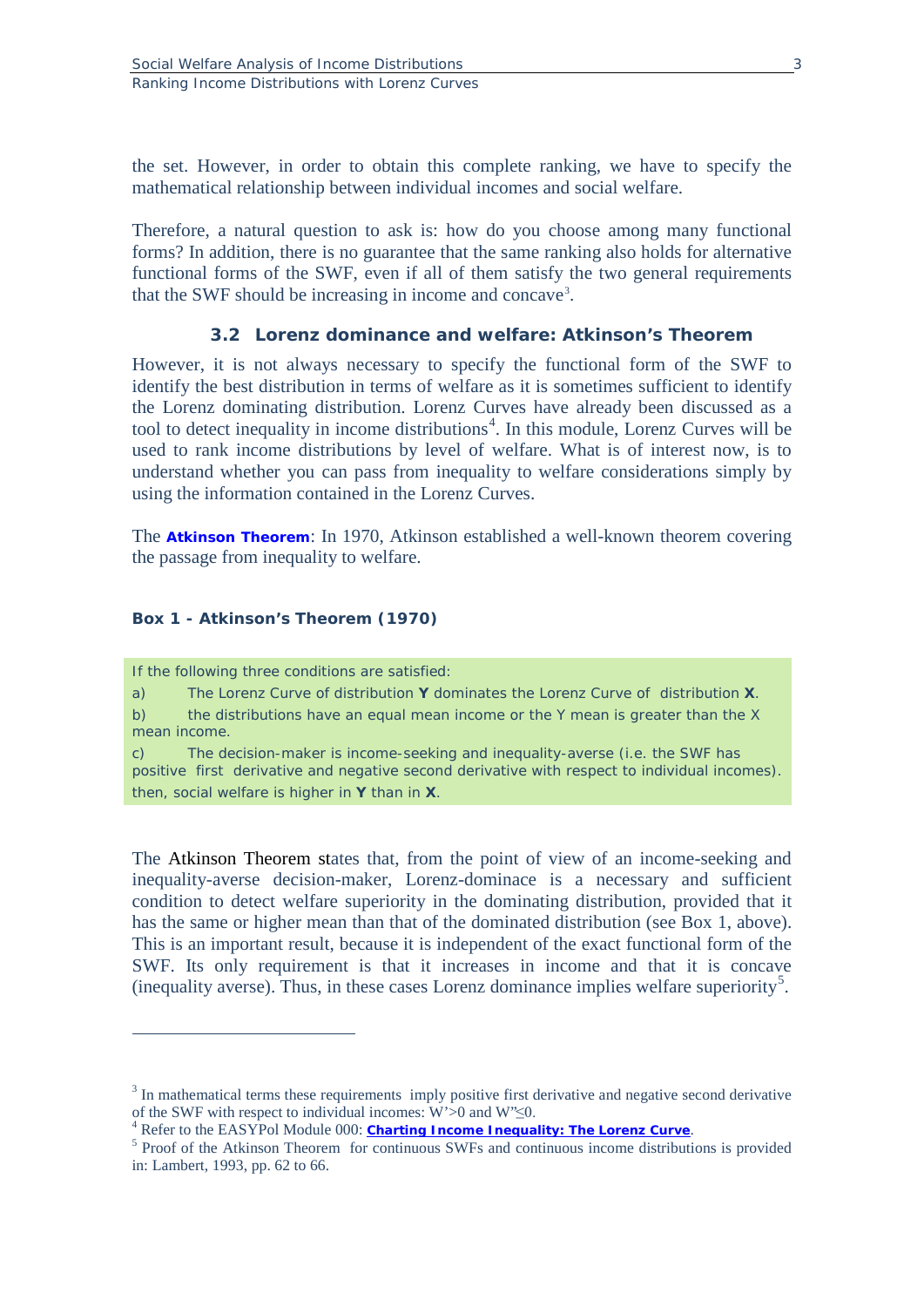the set. However, in order to obtain this complete ranking, we have to specify the mathematical relationship between individual incomes and social welfare.

Therefore, a natural question to ask is: how do you choose among many functional forms? In addition, there is no guarantee that the same ranking also holds for alternative functional forms of the SWF, even if all of them satisfy the two general requirements that the SWF should be increasing in income and concave[3].

### 3.2 Lorenz dominance and welfare: Atkinson's Theorem

However, it is not always necessary to specify the functional form of the SWF to identify the best distribution in terms of welfare as it is sometimes sufficient to identify the Lorenz dominating distribution. Lorenz Curves have already been discussed as a tool to detect inequality in income distributions[4]. In this module, Lorenz Curves will be used to rank income distributions by level of welfare. What is of interest now, is to understand whether you can pass from inequality to welfare considerations simply by using the information contained in the Lorenz Curves.

The **Atkinson Theorem**: In 1970, Atkinson established a well-known theorem covering the passage from inequality to welfare.

**Box 1 - Atkinson's Theorem (1970)**

If the following three conditions are satisfied:

a) The Lorenz Curve of distribution **Y** dominates the Lorenz Curve of distribution **X**.

b) the distributions have an equal mean income or the Y mean is greater than the X mean income.

c) The decision-maker is income-seeking and inequality-averse (i.e. the SWF has positive first derivative and negative second derivative with respect to individual incomes).

then, social welfare is higher in **Y** than in **X**.

The Atkinson Theorem states that, from the point of view of an income-seeking and inequality-averse decision-maker, Lorenz-dominace is a necessary and sufficient condition to detect welfare superiority in the dominating distribution, provided that it has the same or higher mean than that of the dominated distribution (see Box 1, above). This is an important result, because it is independent of the exact functional form of the SWF. Its only requirement is that it increases in income and that it is concave (inequality averse). Thus, in these cases Lorenz dominance implies welfare superiority[5].

---

[3] In mathematical terms these requirements imply positive first derivative and negative second derivative of the SWF with respect to individual incomes: $W'>0$ and $W''\leq 0$.

[4] Refer to the EASYPol Module 000: **Charting Income Inequality: The Lorenz Curve**.

[5] Proof of the Atkinson Theorem for continuous SWFs and continuous income distributions is provided in: Lambert, 1993, pp. 62 to 66.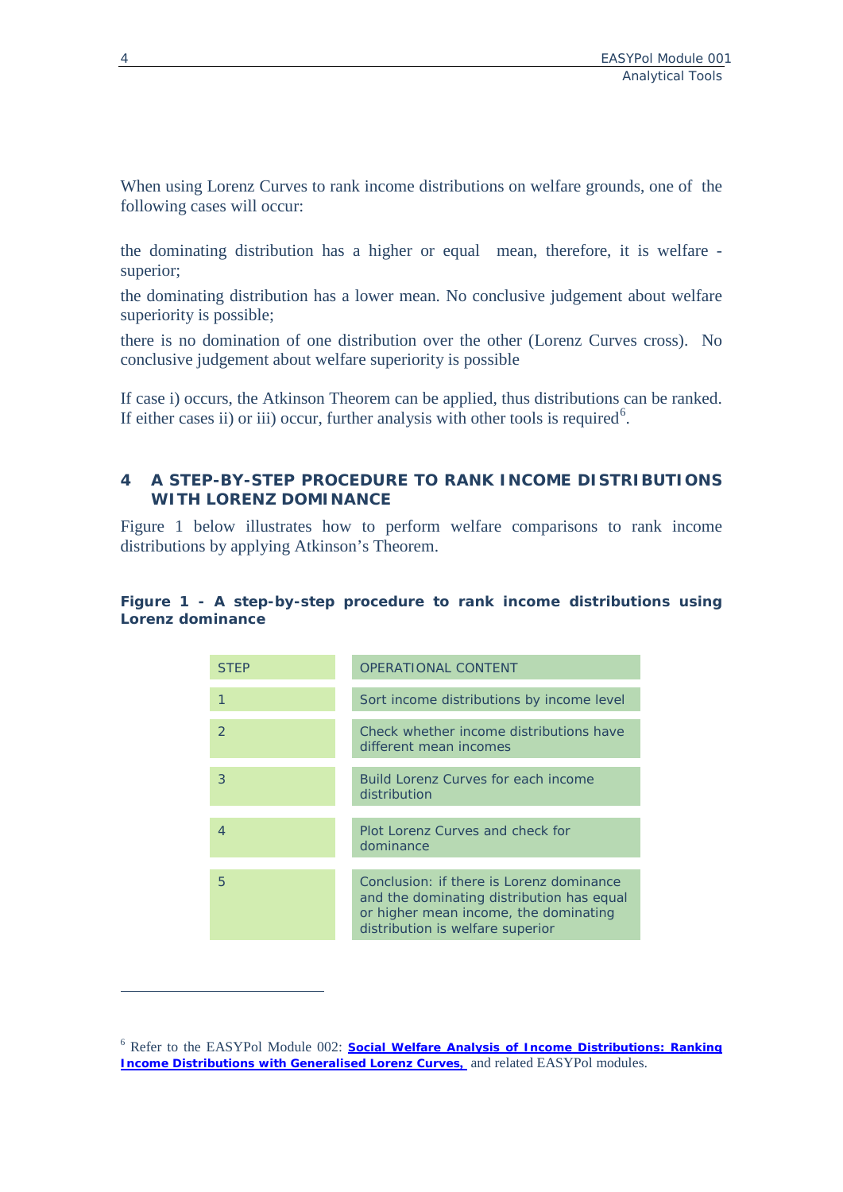When using Lorenz Curves to rank income distributions on welfare grounds, one of the following cases will occur:

the dominating distribution has a higher or equal mean, therefore, it is welfare - superior;

the dominating distribution has a lower mean. No conclusive judgement about welfare superiority is possible;

there is no domination of one distribution over the other (Lorenz Curves cross). No conclusive judgement about welfare superiority is possible

If case i) occurs, the Atkinson Theorem can be applied, thus distributions can be ranked. If either cases ii) or iii) occur, further analysis with other tools is required[6].

## 4 A STEP-BY-STEP PROCEDURE TO RANK INCOME DISTRIBUTIONS WITH LORENZ DOMINANCE

Figure 1 below illustrates how to perform welfare comparisons to rank income distributions by applying Atkinson's Theorem.

**Figure 1 - A step-by-step procedure to rank income distributions using Lorenz dominance**

| STEP | OPERATIONAL CONTENT |
| --- | --- |
| 1 | Sort income distributions by income level |
| 2 | Check whether income distributions have different mean incomes |
| 3 | Build Lorenz Curves for each income distribution |
| 4 | Plot Lorenz Curves and check for dominance |
| 5 | Conclusion: if there is Lorenz dominance and the dominating distribution has equal or higher mean income, the dominating distribution is welfare superior |

---

[6] Refer to the EASYPol Module 002: **Social Welfare Analysis of Income Distributions: Ranking Income Distributions with Generalised Lorenz Curves,** and related EASYPol modules.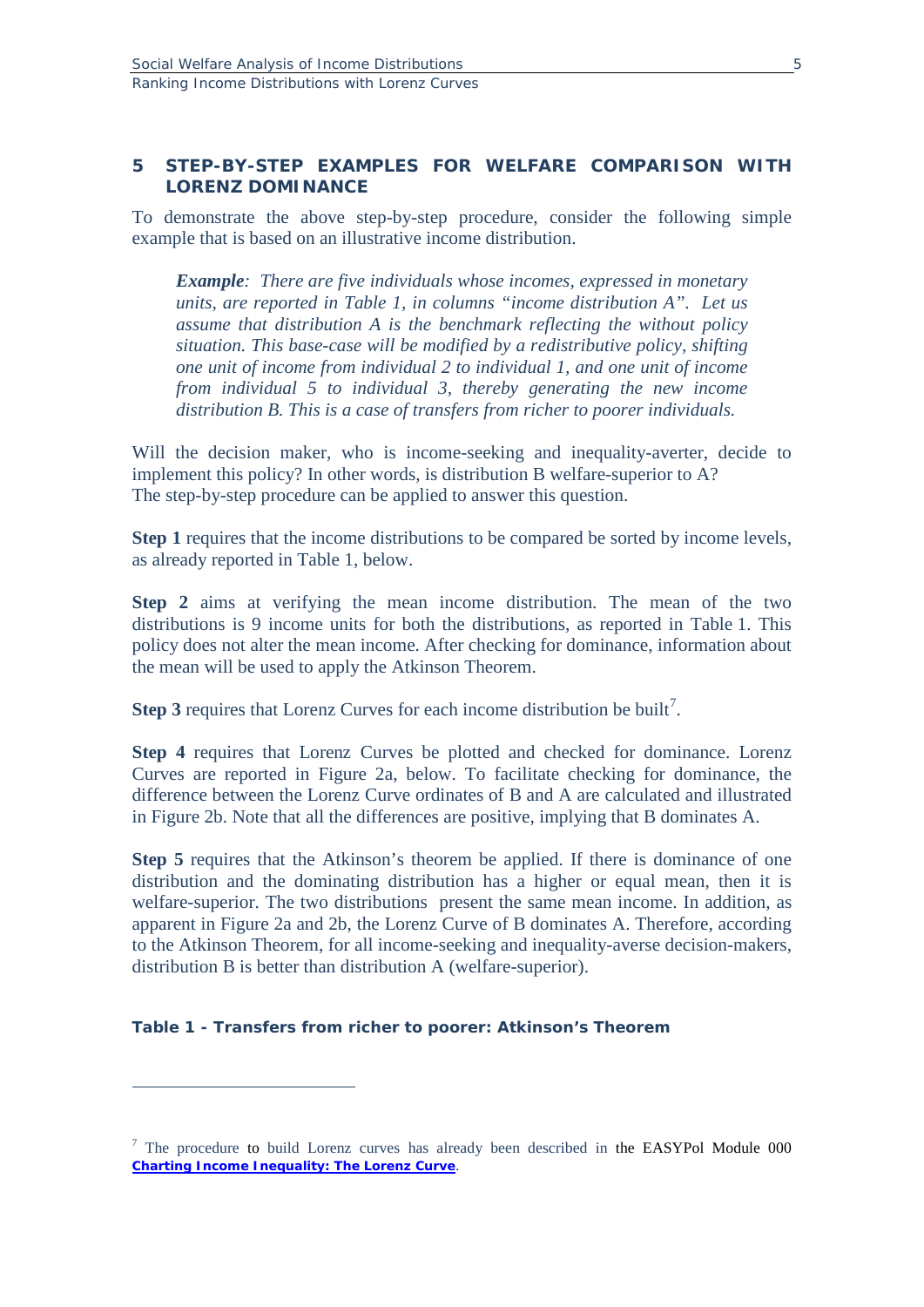## 5 STEP-BY-STEP EXAMPLES FOR WELFARE COMPARISON WITH LORENZ DOMINANCE

To demonstrate the above step-by-step procedure, consider the following simple example that is based on an illustrative income distribution.

> ***Example****: There are five individuals whose incomes, expressed in monetary units, are reported in Table 1, in columns "income distribution A". Let us assume that distribution A is the benchmark reflecting the without policy situation. This base-case will be modified by a redistributive policy, shifting one unit of income from individual 2 to individual 1, and one unit of income from individual 5 to individual 3, thereby generating the new income distribution B. This is a case of transfers from richer to poorer individuals.*

Will the decision maker, who is income-seeking and inequality-averter, decide to implement this policy? In other words, is distribution B welfare-superior to A?
The step-by-step procedure can be applied to answer this question.

**Step 1** requires that the income distributions to be compared be sorted by income levels, as already reported in Table 1, below.

**Step 2** aims at verifying the mean income distribution. The mean of the two distributions is 9 income units for both the distributions, as reported in Table 1. This policy does not alter the mean income. After checking for dominance, information about the mean will be used to apply the Atkinson Theorem.

**Step 3** requires that Lorenz Curves for each income distribution be built[7].

**Step 4** requires that Lorenz Curves be plotted and checked for dominance. Lorenz Curves are reported in Figure 2a, below. To facilitate checking for dominance, the difference between the Lorenz Curve ordinates of B and A are calculated and illustrated in Figure 2b. Note that all the differences are positive, implying that B dominates A.

**Step 5** requires that the Atkinson's theorem be applied. If there is dominance of one distribution and the dominating distribution has a higher or equal mean, then it is welfare-superior. The two distributions present the same mean income. In addition, as apparent in Figure 2a and 2b, the Lorenz Curve of B dominates A. Therefore, according to the Atkinson Theorem, for all income-seeking and inequality-averse decision-makers, distribution B is better than distribution A (welfare-superior).

**Table 1 - Transfers from richer to poorer: Atkinson's Theorem**

---

[7] The procedure to build Lorenz curves has already been described in the EASYPol Module 000 **Charting Income Inequality: The Lorenz Curve**.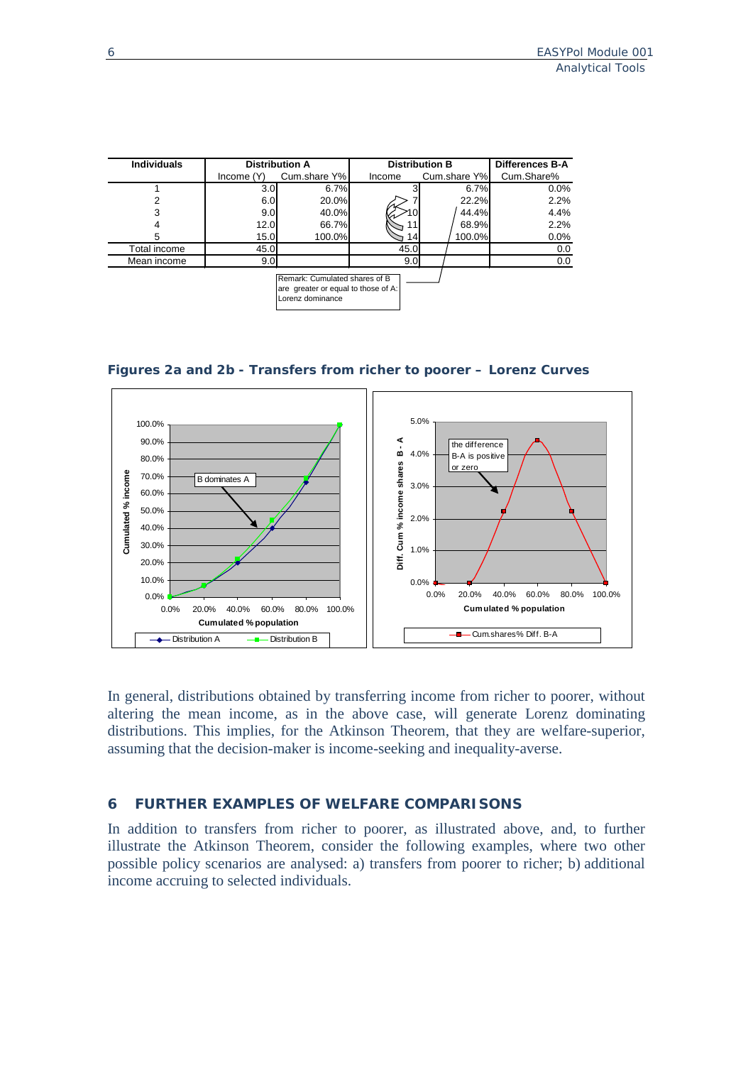| Individuals | Distribution A | | Distribution B | | Differences B-A |
|---|---|---|---|---|---|
| | Income (Y) | Cum.share Y% | Income | Cum.share Y% | Cum.Share% |
| 1 | 3.0 | 6.7% | 3 | 6.7% | 0.0% |
| 2 | 6.0 | 20.0% | 7 | 22.2% | 2.2% |
| 3 | 9.0 | 40.0% | 10 | 44.4% | 4.4% |
| 4 | 12.0 | 66.7% | 11 | 68.9% | 2.2% |
| 5 | 15.0 | 100.0% | 14 | 100.0% | 0.0% |
| Total income | 45.0 | | 45.0 | | 0.0 |
| Mean income | 9.0 | | 9.0 | | 0.0 |

Remark: Cumulated shares of B are greater or equal to those of A: Lorenz dominance

**Figures 2a and 2b - Transfers from richer to poorer – Lorenz Curves**

In general, distributions obtained by transferring income from richer to poorer, without altering the mean income, as in the above case, will generate Lorenz dominating distributions. This implies, for the Atkinson Theorem, that they are welfare-superior, assuming that the decision-maker is income-seeking and inequality-averse.

## 6 FURTHER EXAMPLES OF WELFARE COMPARISONS

In addition to transfers from richer to poorer, as illustrated above, and, to further illustrate the Atkinson Theorem, consider the following examples, where two other possible policy scenarios are analysed: a) transfers from poorer to richer; b) additional income accruing to selected individuals.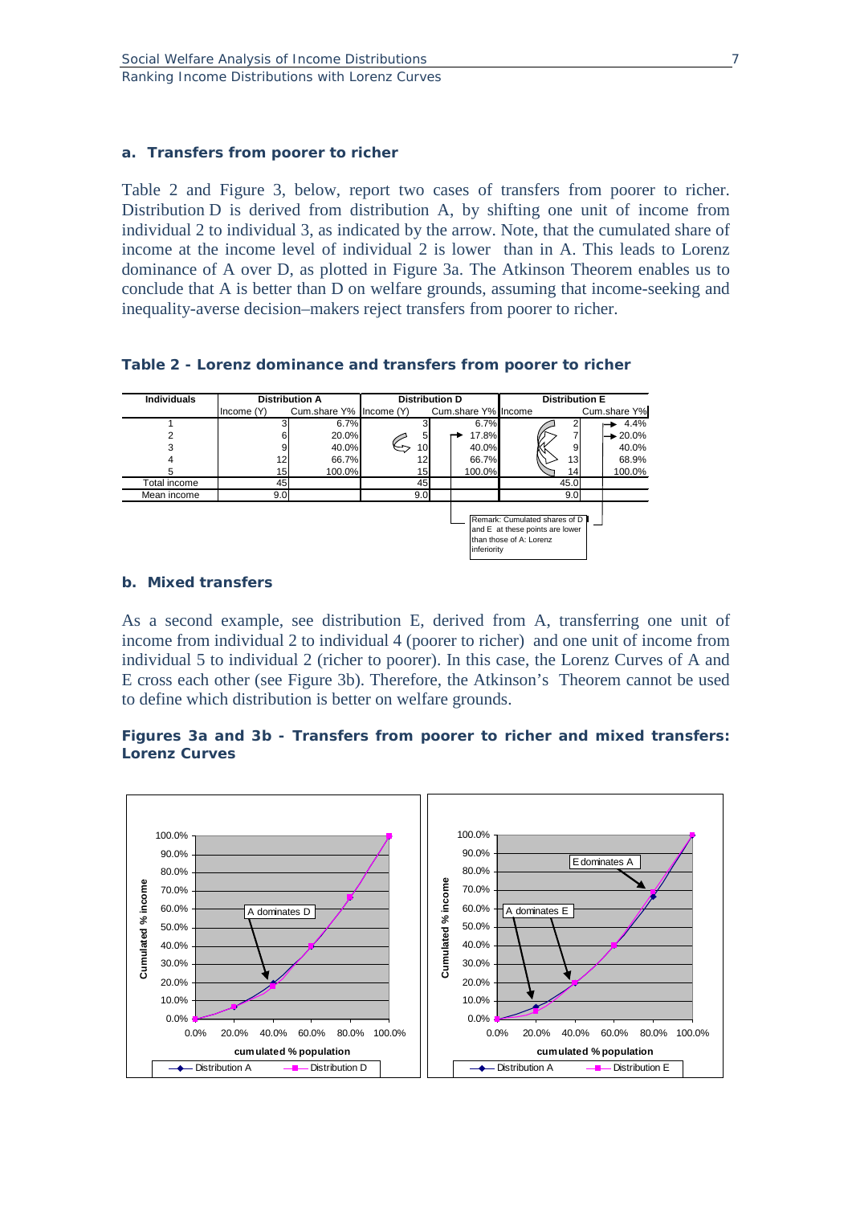### a. Transfers from poorer to richer

Table 2 and Figure 3, below, report two cases of transfers from poorer to richer. Distribution D is derived from distribution A, by shifting one unit of income from individual 2 to individual 3, as indicated by the arrow. Note, that the cumulated share of income at the income level of individual 2 is lower than in A. This leads to Lorenz dominance of A over D, as plotted in Figure 3a. The Atkinson Theorem enables us to conclude that A is better than D on welfare grounds, assuming that income-seeking and inequality-averse decision–makers reject transfers from poorer to richer.

**Table 2 - Lorenz dominance and transfers from poorer to richer**

| Individuals | Distribution A | | Distribution D | | Distribution E | |
|---|---|---|---|---|---|---|
| | Income (Y) | Cum.share Y% | Income (Y) | Cum.share Y% | Income | Cum.share Y% |
| 1 | 3 | 6.7% | 3 | 6.7% | 2 | 4.4% |
| 2 | 6 | 20.0% | 5 | 17.8% | 7 | 20.0% |
| 3 | 9 | 40.0% | 10 | 40.0% | 9 | 40.0% |
| 4 | 12 | 66.7% | 12 | 66.7% | 13 | 68.9% |
| 5 | 15 | 100.0% | 15 | 100.0% | 14 | 100.0% |
| Total income | 45 | | 45 | | 45.0 | |
| Mean income | 9.0 | | 9.0 | | 9.0 | |

Remark: Cumulated shares of D and E at these points are lower than those of A: Lorenz inferiority

### b. Mixed transfers

As a second example, see distribution E, derived from A, transferring one unit of income from individual 2 to individual 4 (poorer to richer) and one unit of income from individual 5 to individual 2 (richer to poorer). In this case, the Lorenz Curves of A and E cross each other (see Figure 3b). Therefore, the Atkinson's Theorem cannot be used to define which distribution is better on welfare grounds.

**Figures 3a and 3b - Transfers from poorer to richer and mixed transfers: Lorenz Curves**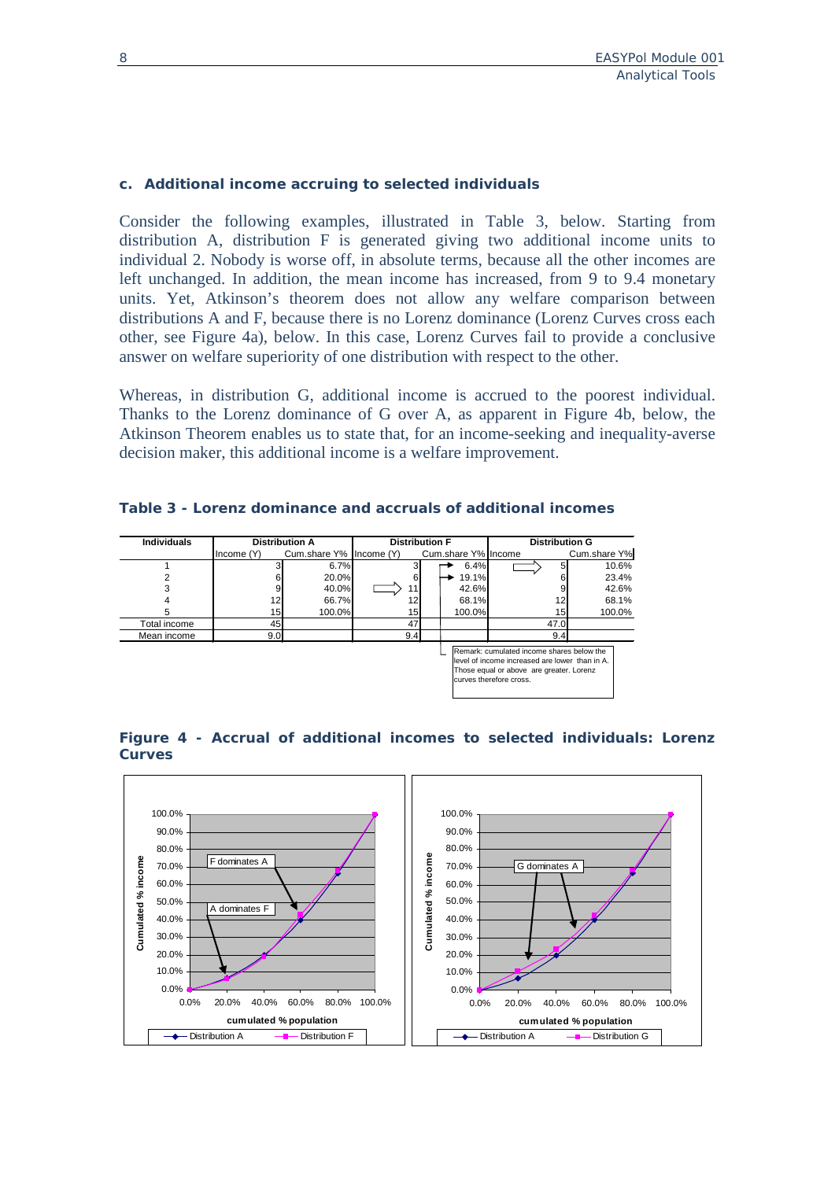### c. Additional income accruing to selected individuals

Consider the following examples, illustrated in Table 3, below. Starting from distribution A, distribution F is generated giving two additional income units to individual 2. Nobody is worse off, in absolute terms, because all the other incomes are left unchanged. In addition, the mean income has increased, from 9 to 9.4 monetary units. Yet, Atkinson's theorem does not allow any welfare comparison between distributions A and F, because there is no Lorenz dominance (Lorenz Curves cross each other, see Figure 4a), below. In this case, Lorenz Curves fail to provide a conclusive answer on welfare superiority of one distribution with respect to the other.

Whereas, in distribution G, additional income is accrued to the poorest individual. Thanks to the Lorenz dominance of G over A, as apparent in Figure 4b, below, the Atkinson Theorem enables us to state that, for an income-seeking and inequality-averse decision maker, this additional income is a welfare improvement.

**Table 3 - Lorenz dominance and accruals of additional incomes**

| Individuals | Distribution A | | Distribution F | | Distribution G | |
|---|---|---|---|---|---|---|
| | Income (Y) | Cum.share Y% | Income (Y) | Cum.share Y% | Income | Cum.share Y% |
| 1 | 3 | 6.7% | 3 | 6.4% | 5 | 10.6% |
| 2 | 6 | 20.0% | 6 | 19.1% | 6 | 23.4% |
| 3 | 9 | 40.0% | 11 | 42.6% | 9 | 42.6% |
| 4 | 12 | 66.7% | 12 | 68.1% | 12 | 68.1% |
| 5 | 15 | 100.0% | 15 | 100.0% | 15 | 100.0% |
| Total income | 45 | | 47 | | 47.0 | |
| Mean income | 9.0 | | 9.4 | | 9.4 | |

Remark: cumulated income shares below the level of income increased are lower than in A. Those equal or above are greater. Lorenz curves therefore cross.

**Figure 4 - Accrual of additional incomes to selected individuals: Lorenz Curves**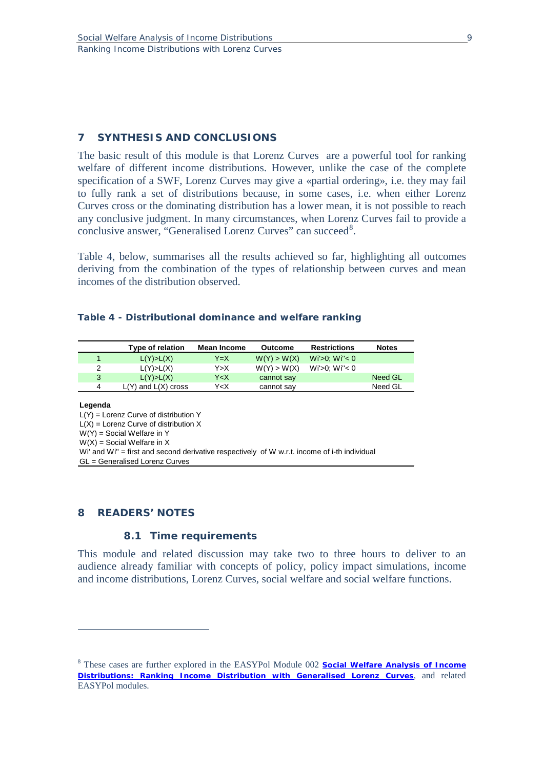## 7 SYNTHESIS AND CONCLUSIONS

The basic result of this module is that Lorenz Curves are a powerful tool for ranking welfare of different income distributions. However, unlike the case of the complete specification of a SWF, Lorenz Curves may give a «partial ordering», i.e. they may fail to fully rank a set of distributions because, in some cases, i.e. when either Lorenz Curves cross or the dominating distribution has a lower mean, it is not possible to reach any conclusive judgment. In many circumstances, when Lorenz Curves fail to provide a conclusive answer, "Generalised Lorenz Curves" can succeed[8].

Table 4, below, summarises all the results achieved so far, highlighting all outcomes deriving from the combination of the types of relationship between curves and mean incomes of the distribution observed.

**Table 4 - Distributional dominance and welfare ranking**

| | Type of relation | Mean Income | Outcome | Restrictions | Notes |
|---|---|---|---|---|---|
| 1 | L(Y)>L(X) | Y=X | W(Y) > W(X) | Wi'>0; Wi''< 0 | |
| 2 | L(Y)>L(X) | Y>X | W(Y) > W(X) | Wi'>0; Wi''< 0 | |
| 3 | L(Y)>L(X) | Y<X | cannot say | | Need GL |
| 4 | L(Y) and L(X) cross | Y<X | cannot say | | Need GL |

**Legenda**
L(Y) = Lorenz Curve of distribution Y
L(X) = Lorenz Curve of distribution X
W(Y) = Social Welfare in Y
W(X) = Social Welfare in X
Wi' and Wi'' = first and second derivative respectively of W w.r.t. income of i-th individual
GL = Generalised Lorenz Curves

## 8 READERS' NOTES

### 8.1 Time requirements

This module and related discussion may take two to three hours to deliver to an audience already familiar with concepts of policy, policy impact simulations, income and income distributions, Lorenz Curves, social welfare and social welfare functions.

---

[8] These cases are further explored in the EASYPol Module 002 **Social Welfare Analysis of Income Distributions: Ranking Income Distribution with Generalised Lorenz Curves**, and related EASYPol modules.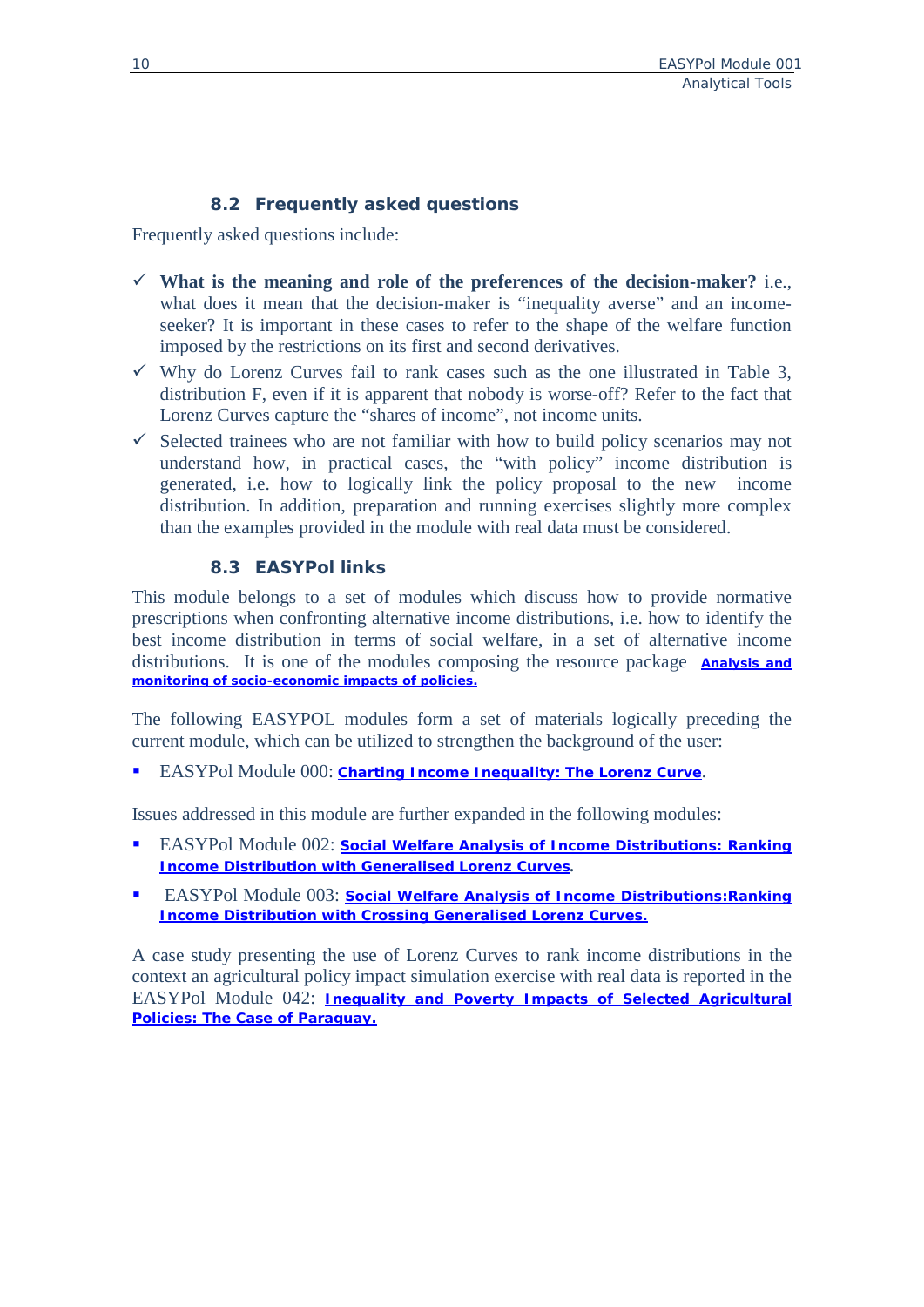### 8.2 Frequently asked questions

Frequently asked questions include:

- ✓ **What is the meaning and role of the preferences of the decision-maker?** i.e., what does it mean that the decision-maker is "inequality averse" and an income-seeker? It is important in these cases to refer to the shape of the welfare function imposed by the restrictions on its first and second derivatives.
- ✓ Why do Lorenz Curves fail to rank cases such as the one illustrated in Table 3, distribution F, even if it is apparent that nobody is worse-off? Refer to the fact that Lorenz Curves capture the "shares of income", not income units.
- ✓ Selected trainees who are not familiar with how to build policy scenarios may not understand how, in practical cases, the "with policy" income distribution is generated, i.e. how to logically link the policy proposal to the new income distribution. In addition, preparation and running exercises slightly more complex than the examples provided in the module with real data must be considered.

### 8.3 EASYPol links

This module belongs to a set of modules which discuss how to provide normative prescriptions when confronting alternative income distributions, i.e. how to identify the best income distribution in terms of social welfare, in a set of alternative income distributions. It is one of the modules composing the resource package **Analysis and monitoring of socio-economic impacts of policies.**

The following EASYPOL modules form a set of materials logically preceding the current module, which can be utilized to strengthen the background of the user:

- EASYPol Module 000: **Charting Income Inequality: The Lorenz Curve**.

Issues addressed in this module are further expanded in the following modules:

- EASYPol Module 002: **Social Welfare Analysis of Income Distributions: Ranking Income Distribution with Generalised Lorenz Curves**.
- EASYPol Module 003: **Social Welfare Analysis of Income Distributions:Ranking Income Distribution with Crossing Generalised Lorenz Curves.**

A case study presenting the use of Lorenz Curves to rank income distributions in the context an agricultural policy impact simulation exercise with real data is reported in the EASYPol Module 042: **Inequality and Poverty Impacts of Selected Agricultural Policies: The Case of Paraguay.**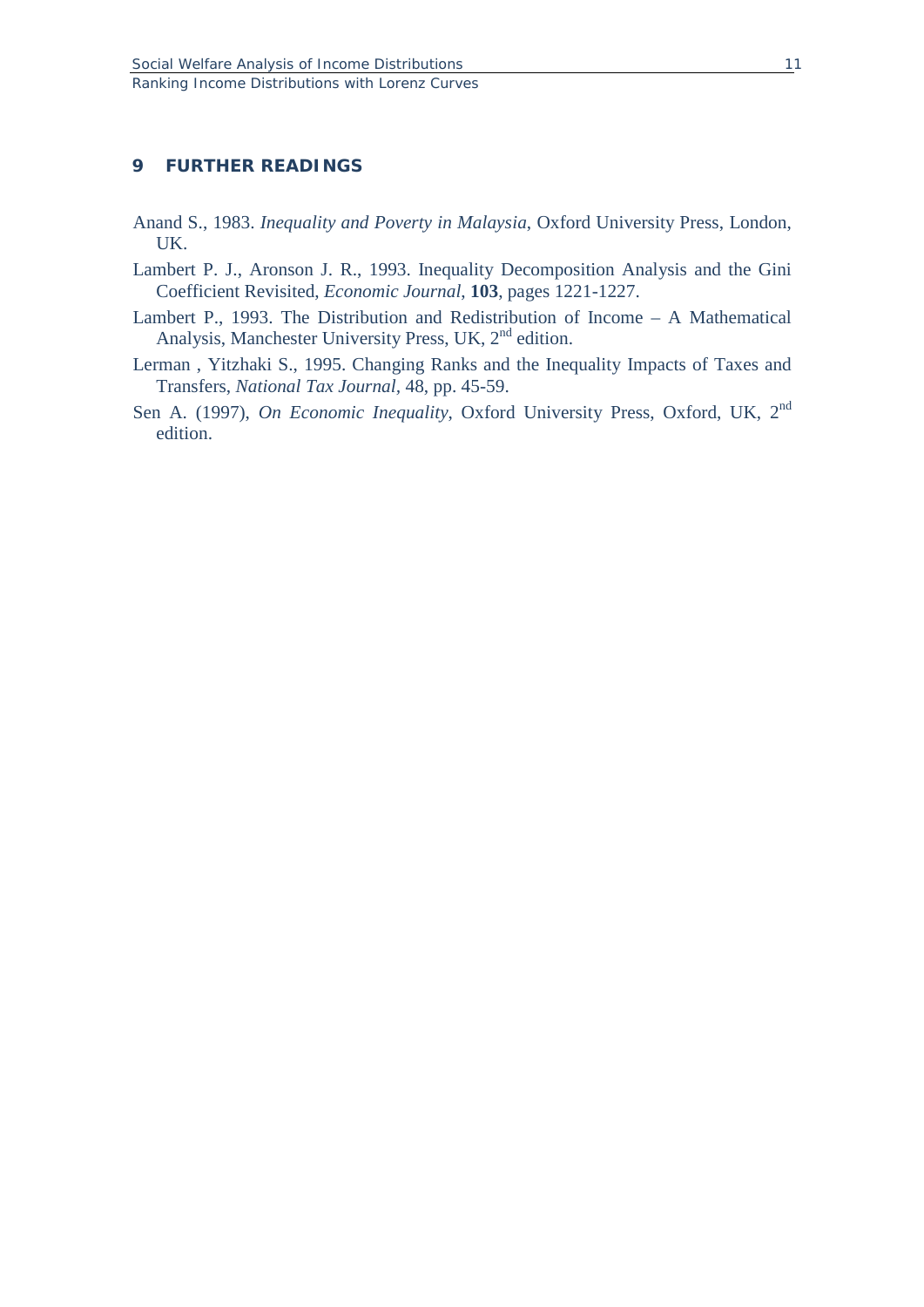## 9 FURTHER READINGS

Anand S., 1983. *Inequality and Poverty in Malaysia*, Oxford University Press, London, UK.

Lambert P. J., Aronson J. R., 1993. Inequality Decomposition Analysis and the Gini Coefficient Revisited, *Economic Journal*, **103**, pages 1221-1227.

Lambert P., 1993. The Distribution and Redistribution of Income – A Mathematical Analysis, Manchester University Press, UK, 2nd edition.

Lerman , Yitzhaki S., 1995. Changing Ranks and the Inequality Impacts of Taxes and Transfers, *National Tax Journal*, 48, pp. 45-59.

Sen A. (1997), *On Economic Inequality*, Oxford University Press, Oxford, UK, 2nd edition.